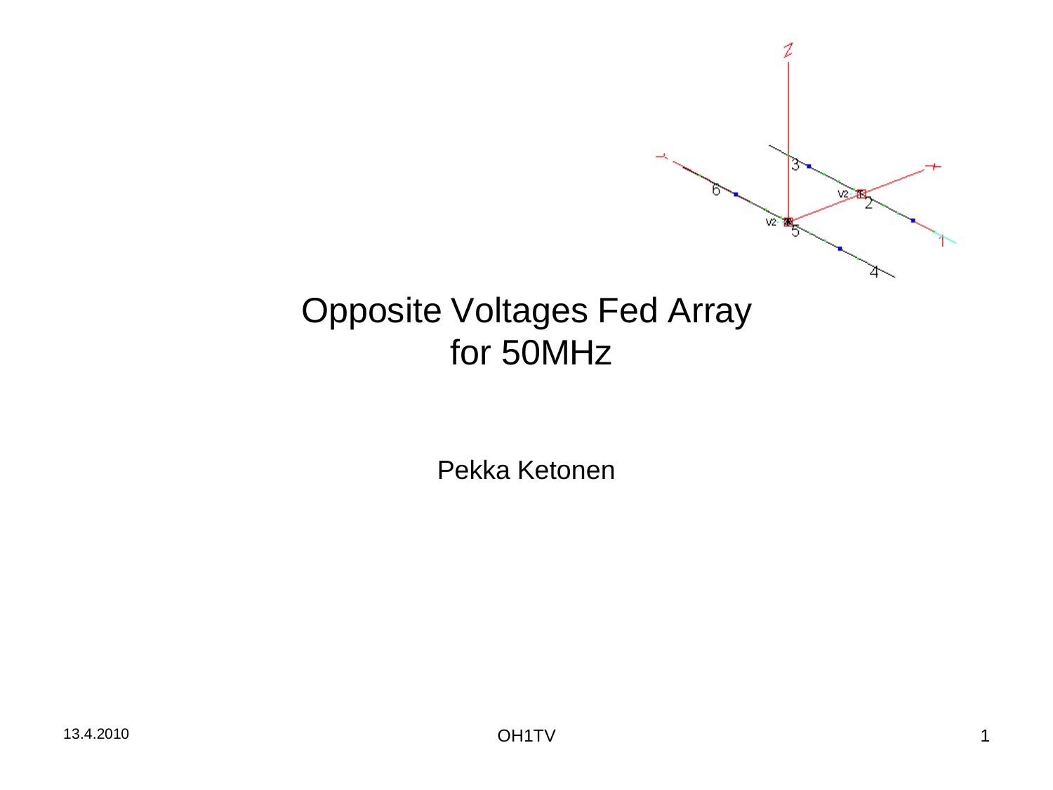# Opposite Voltages Fed Array for 50MHz

Pekka Ketonen

13.4.2010

OH1TV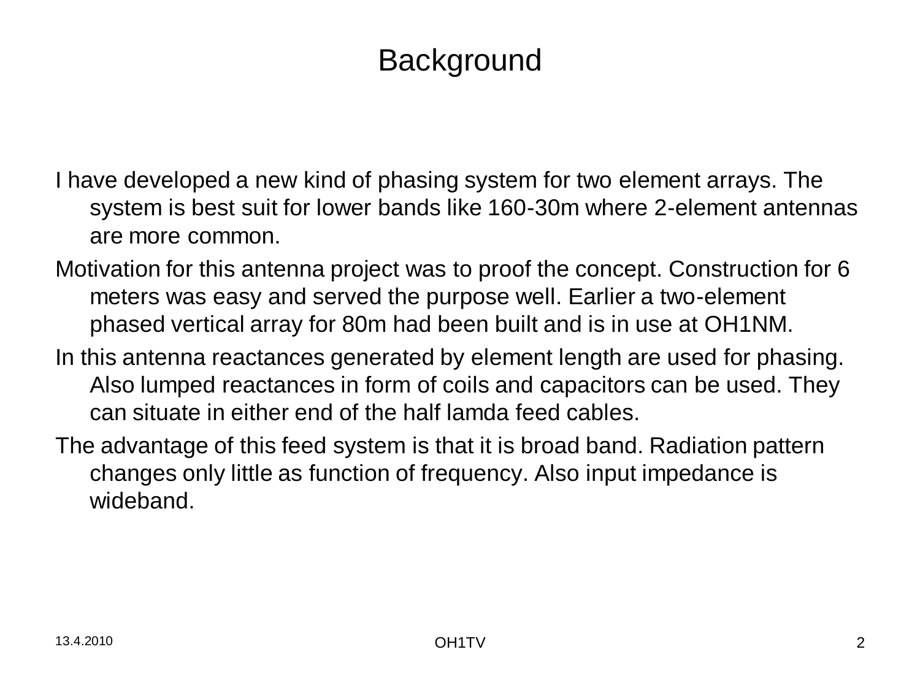# Background

I have developed a new kind of phasing system for two element arrays. The system is best suit for lower bands like 160-30m where 2-element antennas are more common.

Motivation for this antenna project was to proof the concept. Construction for 6 meters was easy and served the purpose well. Earlier a two-element phased vertical array for 80m had been built and is in use at OH1NM.

In this antenna reactances generated by element length are used for phasing. Also lumped reactances in form of coils and capacitors can be used. They can situate in either end of the half lamda feed cables.

The advantage of this feed system is that it is broad band. Radiation pattern changes only little as function of frequency. Also input impedance is wideband.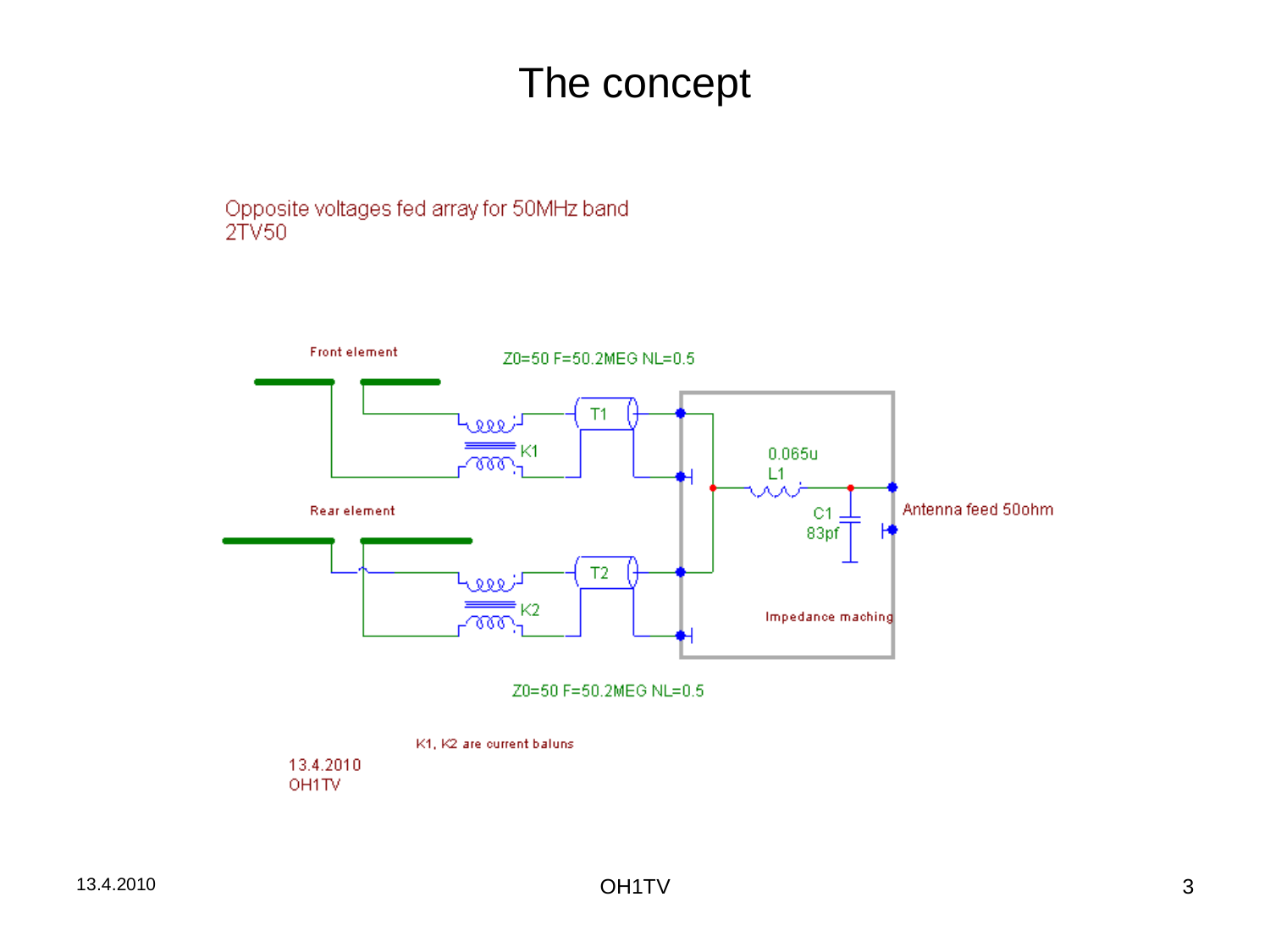# The concept

Opposite voltages fed array for 50MHz band
2TV50

Front element

Z0=50 F=50.2MEG NL=0.5

T1

K1

0.065u
L1

C1
83pf

Antenna feed 50ohm

Rear element

T2

K2

Impedance maching

Z0=50 F=50.2MEG NL=0.5

K1, K2 are current baluns

13.4.2010
OH1TV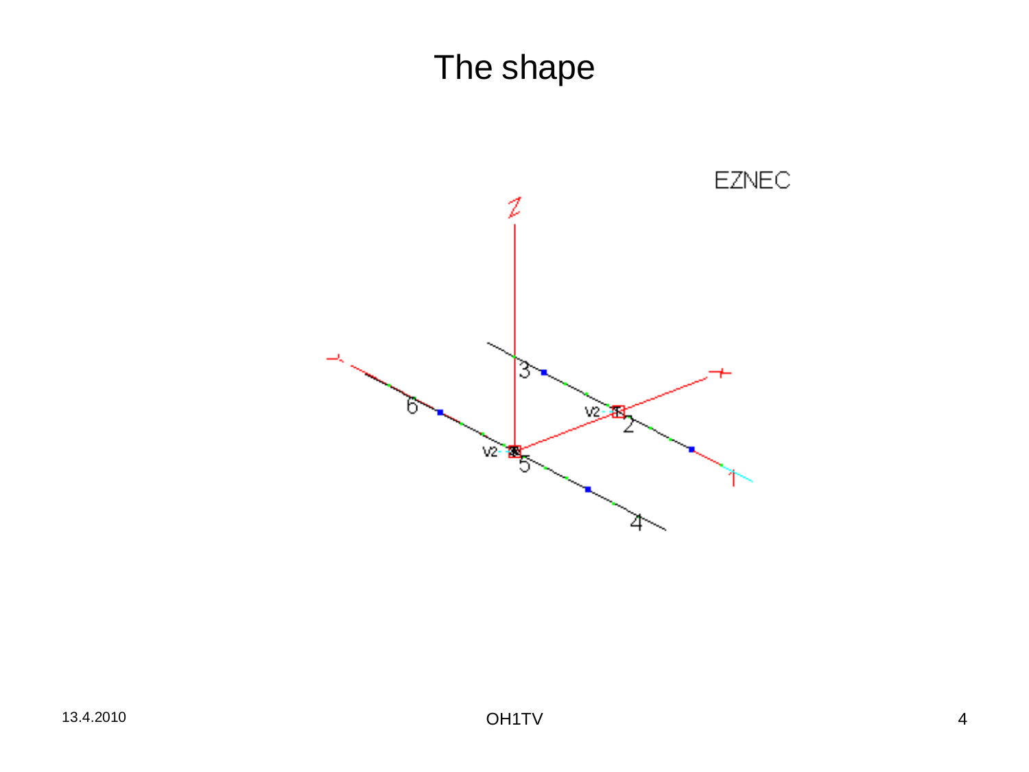# The shape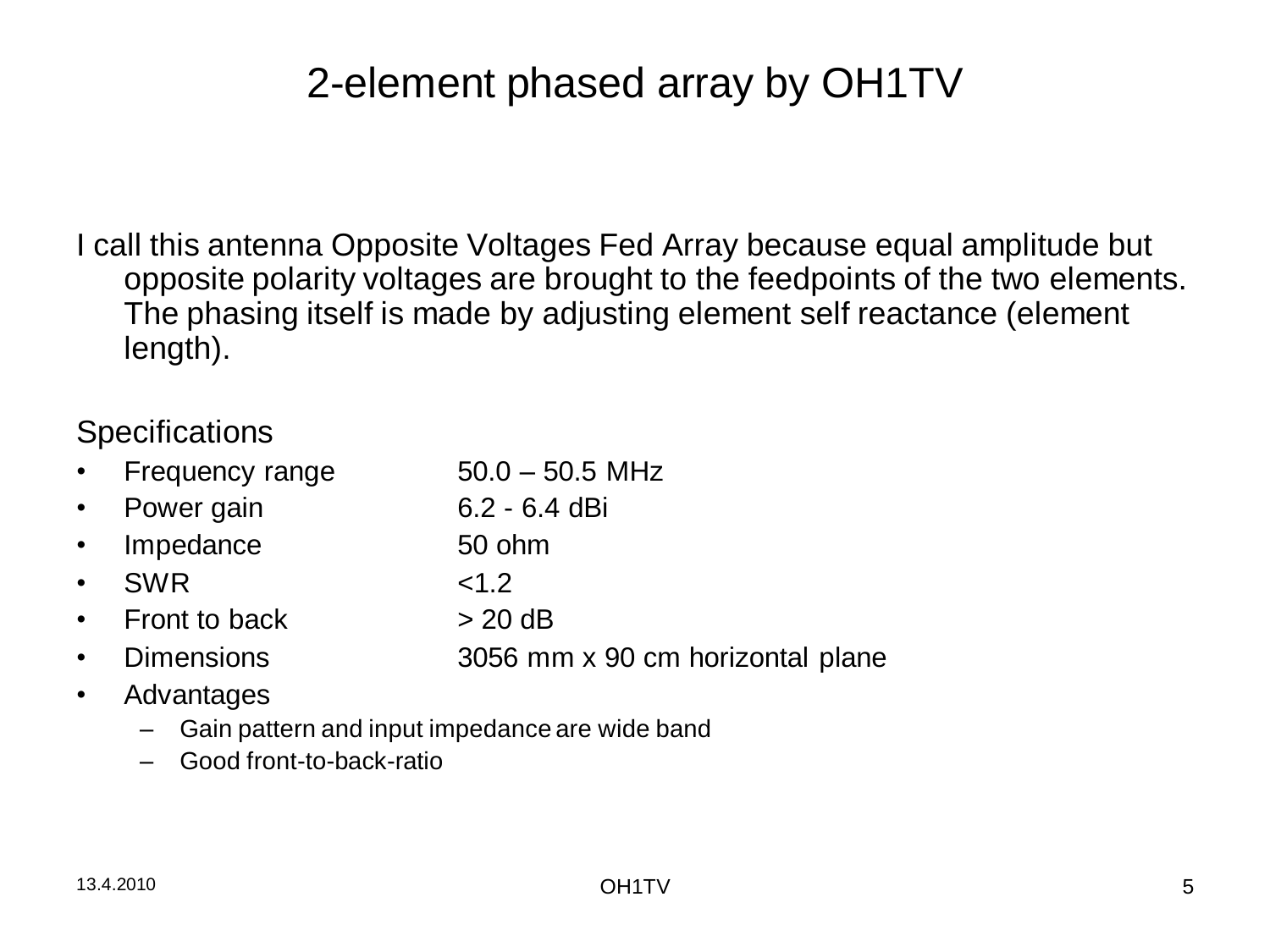# 2-element phased array by OH1TV

I call this antenna Opposite Voltages Fed Array because equal amplitude but opposite polarity voltages are brought to the feedpoints of the two elements. The phasing itself is made by adjusting element self reactance (element length).

Specifications

- Frequency range 50.0 – 50.5 MHz
- Power gain 6.2 - 6.4 dBi
- Impedance 50 ohm
- SWR <1.2
- Front to back > 20 dB
- Dimensions 3056 mm x 90 cm horizontal plane
- Advantages
  - Gain pattern and input impedance are wide band
  - Good front-to-back-ratio

13.4.2010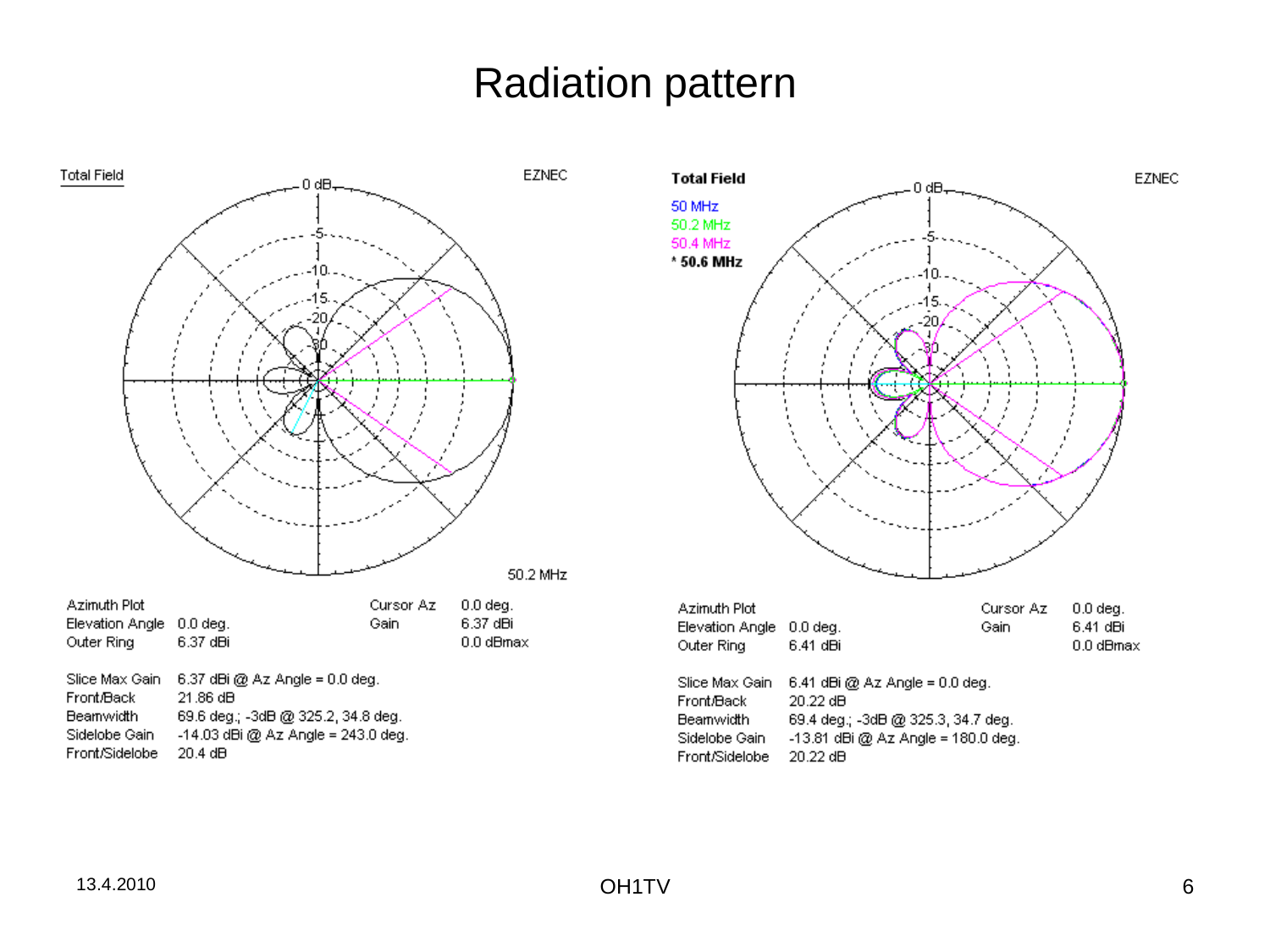# Radiation pattern

Total Field

EZNEC

50.2 MHz

| Azimuth Plot | | Cursor Az | 0.0 deg. |
| --- | --- | --- | --- |
| Elevation Angle | 0.0 deg. | Gain | 6.37 dBi |
| Outer Ring | 6.37 dBi | | 0.0 dBmax |

| | |
| --- | --- |
| Slice Max Gain | 6.37 dBi @ Az Angle = 0.0 deg. |
| Front/Back | 21.86 dB |
| Beamwidth | 69.6 deg.; -3dB @ 325.2, 34.8 deg. |
| Sidelobe Gain | -14.03 dBi @ Az Angle = 243.0 deg. |
| Front/Sidelobe | 20.4 dB |

**Total Field**

EZNEC

50 MHz
50.2 MHz
50.4 MHz
**\* 50.6 MHz**

| Azimuth Plot | | Cursor Az | 0.0 deg. |
| --- | --- | --- | --- |
| Elevation Angle | 0.0 deg. | Gain | 6.41 dBi |
| Outer Ring | 6.41 dBi | | 0.0 dBmax |

| | |
| --- | --- |
| Slice Max Gain | 6.41 dBi @ Az Angle = 0.0 deg. |
| Front/Back | 20.22 dB |
| Beamwidth | 69.4 deg.; -3dB @ 325.3, 34.7 deg. |
| Sidelobe Gain | -13.81 dBi @ Az Angle = 180.0 deg. |
| Front/Sidelobe | 20.22 dB |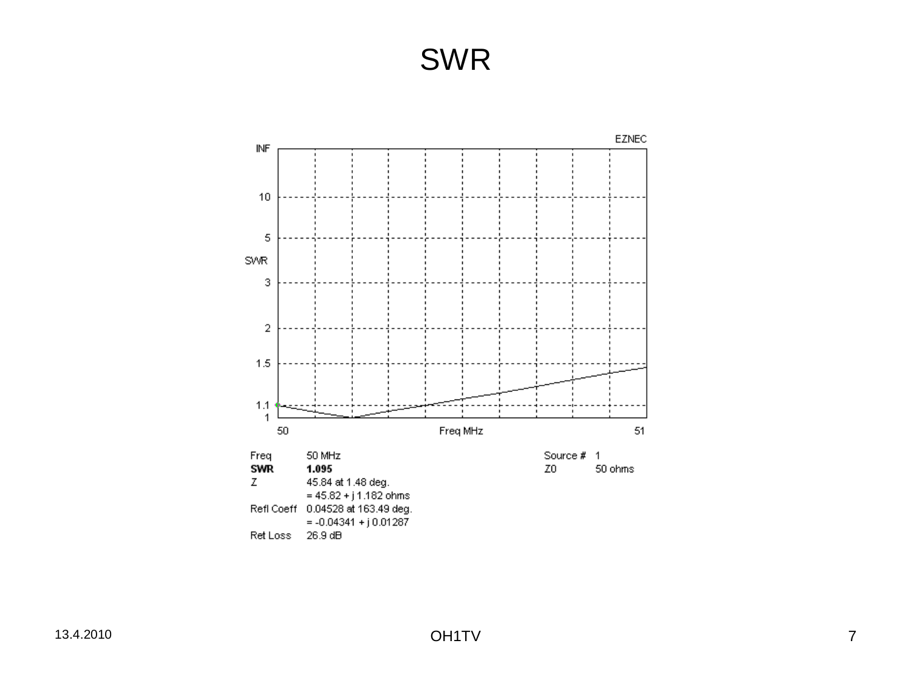# SWR

EZNEC

| Freq | 50 MHz | Source # | 1 |
|---|---|---|---|
| **SWR** | **1.095** | Z0 | 50 ohms |
| Z | 45.84 at 1.48 deg. | | |
| | = 45.82 + j 1.182 ohms | | |
| Refl Coeff | 0.04528 at 163.49 deg. | | |
| | = -0.04341 + j 0.01287 | | |
| Ret Loss | 26.9 dB | | |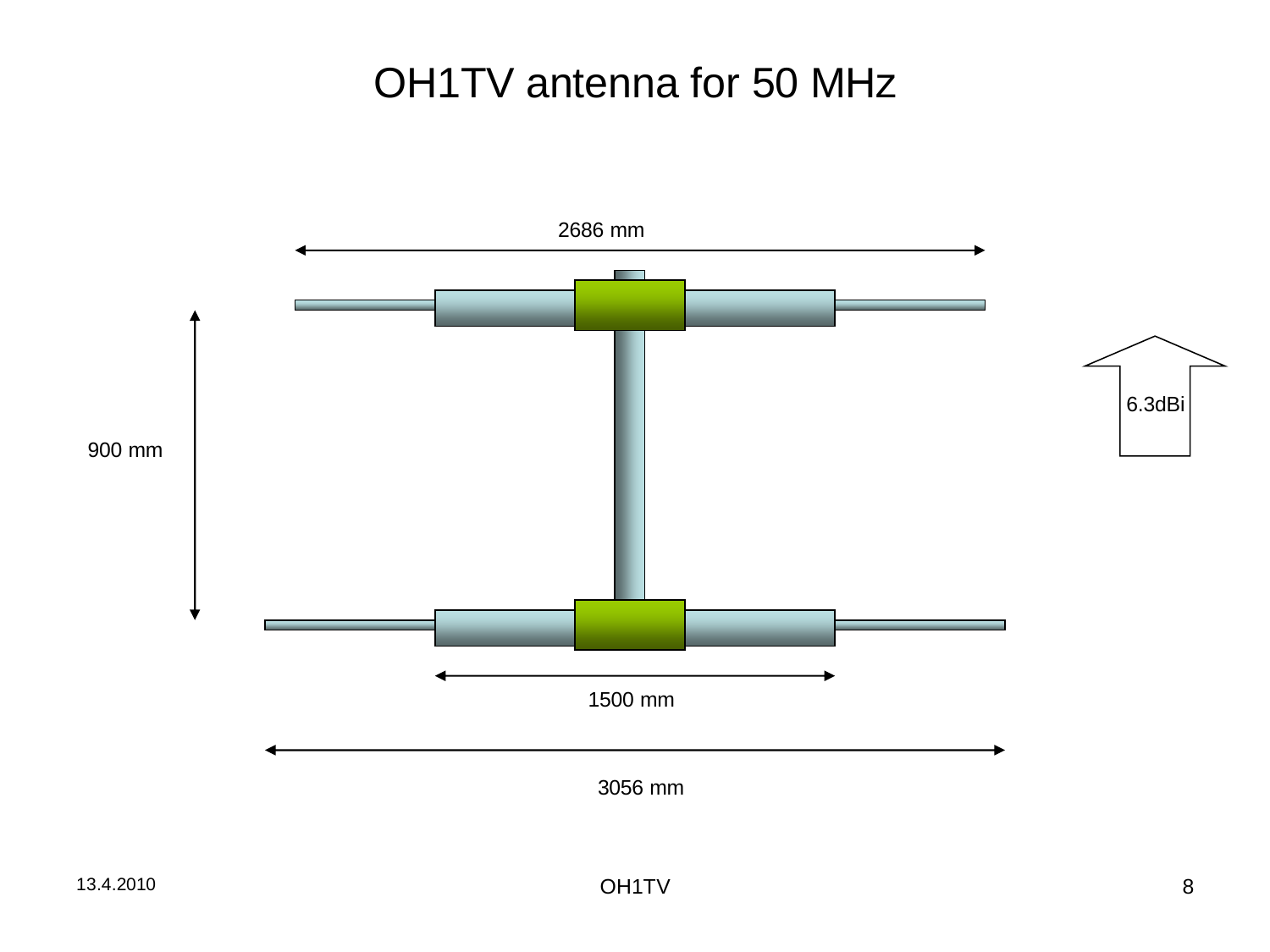# OH1TV antenna for 50 MHz

2686 mm

900 mm

6.3dBi

1500 mm

3056 mm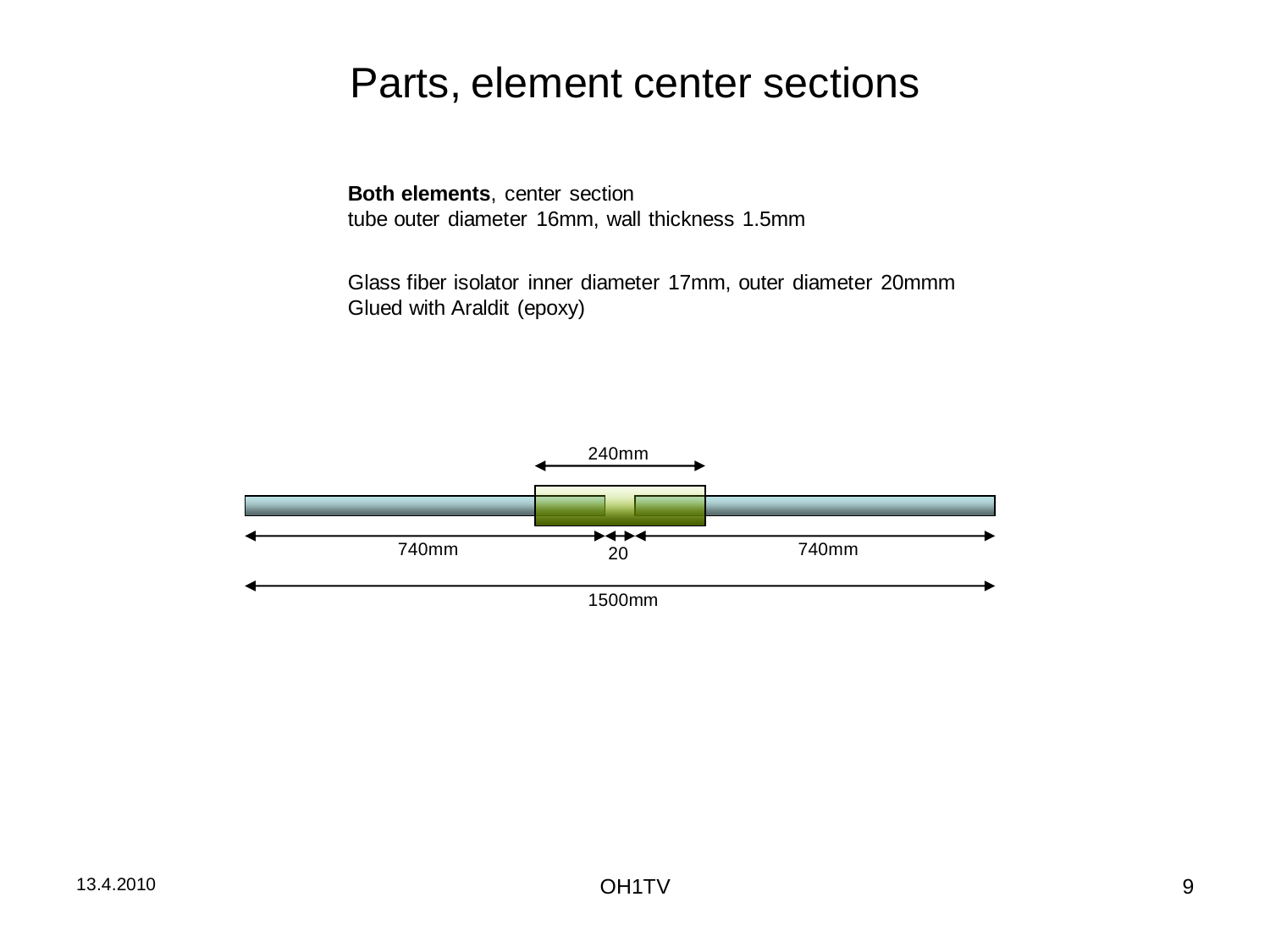# Parts, element center sections

**Both elements**, center section
tube outer diameter 16mm, wall thickness 1.5mm

Glass fiber isolator inner diameter 17mm, outer diameter 20mmm
Glued with Araldit (epoxy)

240mm

740mm 20 740mm

1500mm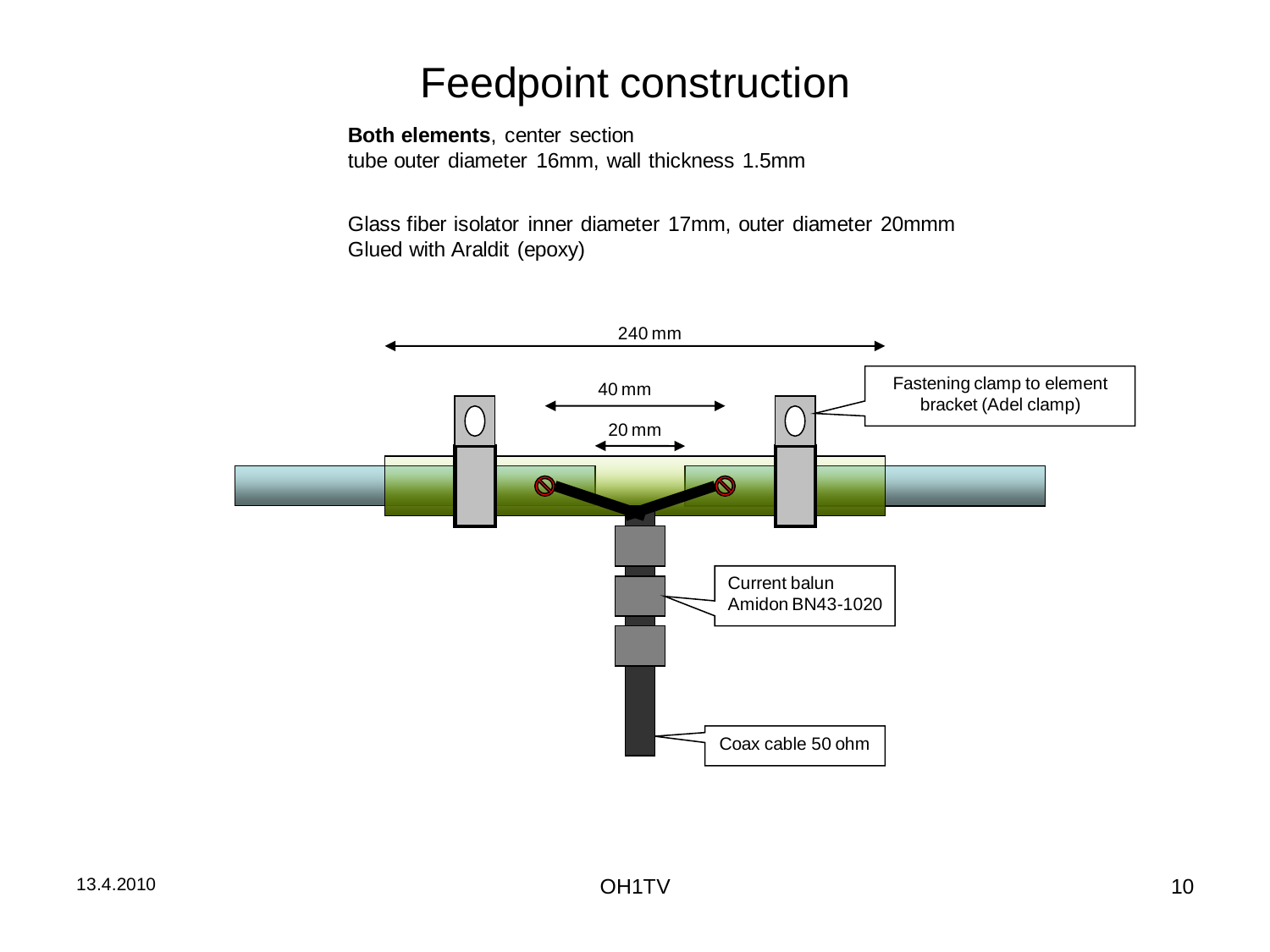# Feedpoint construction

**Both elements**, center section
tube outer diameter 16mm, wall thickness 1.5mm

Glass fiber isolator inner diameter 17mm, outer diameter 20mmm
Glued with Araldit (epoxy)

240 mm

40 mm

20 mm

Fastening clamp to element bracket (Adel clamp)

Current balun
Amidon BN43-1020

Coax cable 50 ohm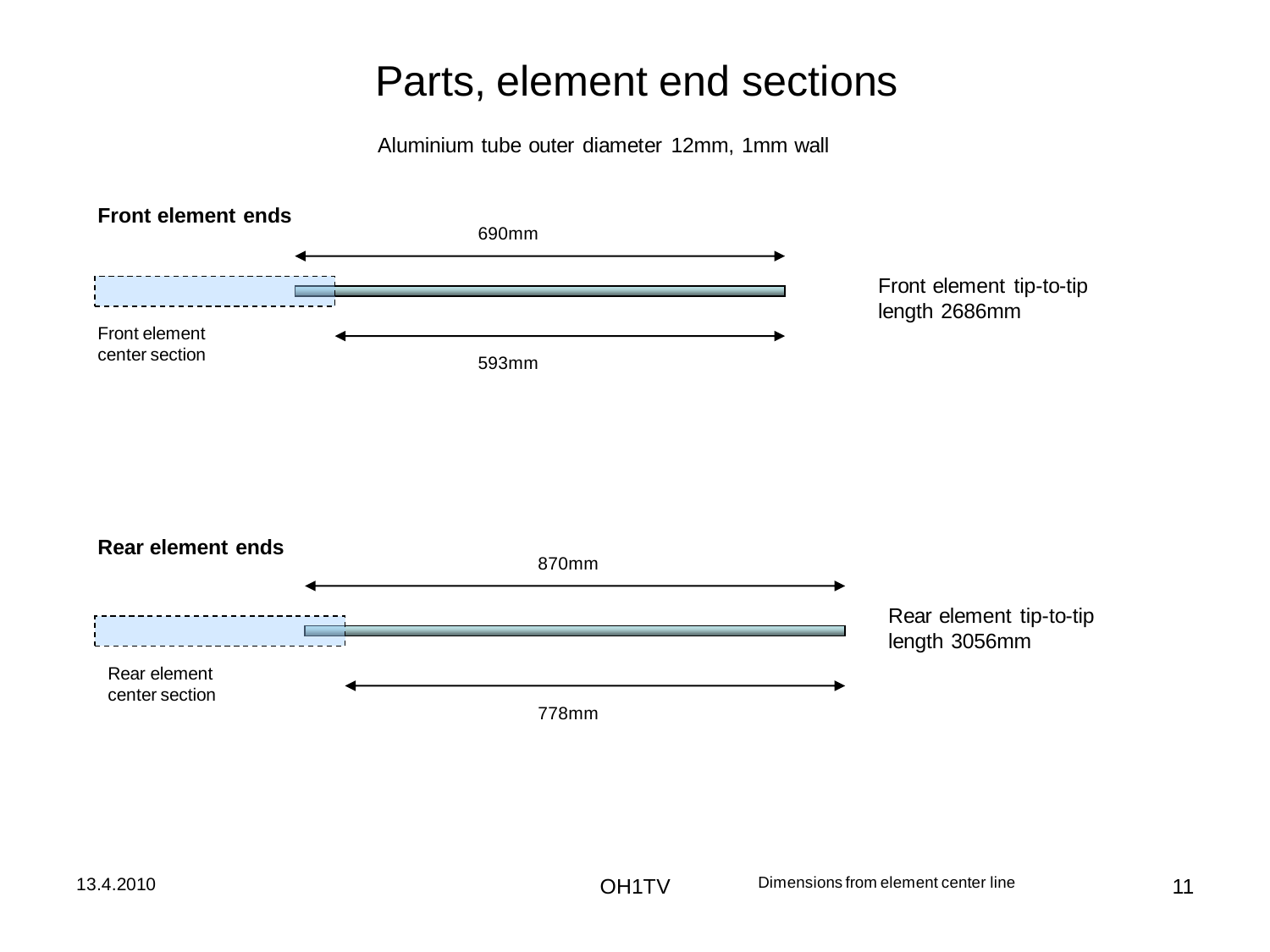# Parts, element end sections

Aluminium tube outer diameter 12mm, 1mm wall

**Front element ends**

690mm

Front element tip-to-tip length 2686mm

Front element center section

593mm

**Rear element ends**

870mm

Rear element tip-to-tip length 3056mm

Rear element center section

778mm

Dimensions from element center line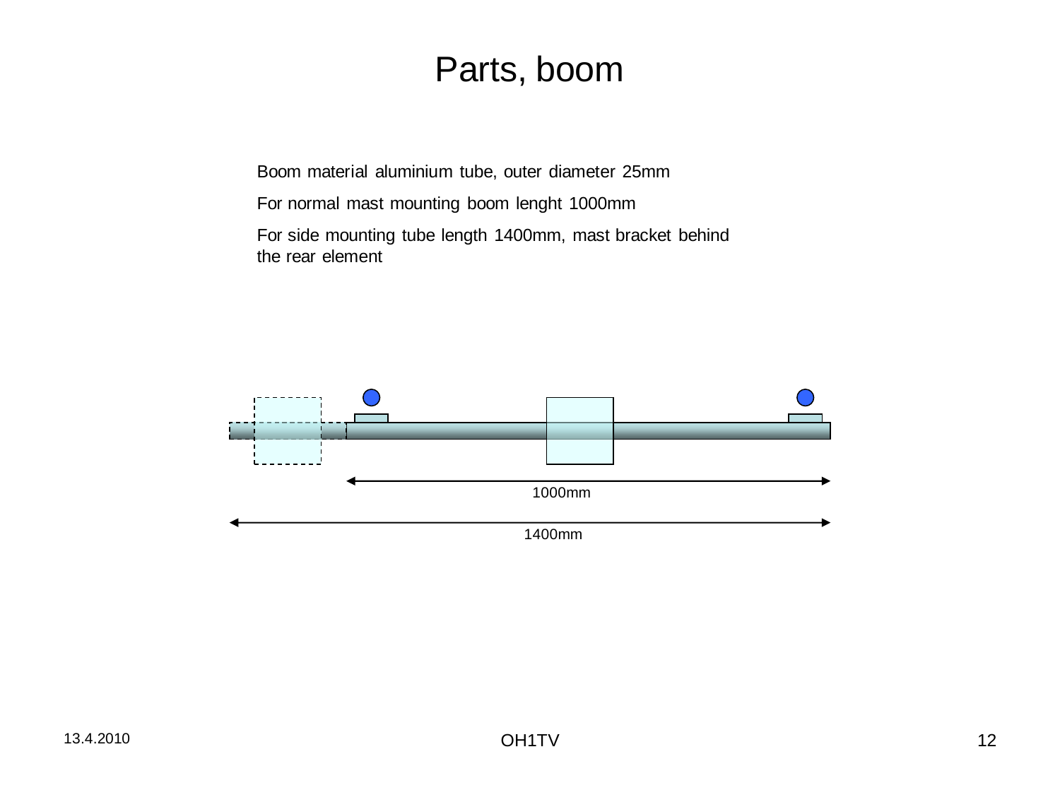# Parts, boom

Boom material aluminium tube, outer diameter 25mm

For normal mast mounting boom lenght 1000mm

For side mounting tube length 1400mm, mast bracket behind the rear element

1000mm

1400mm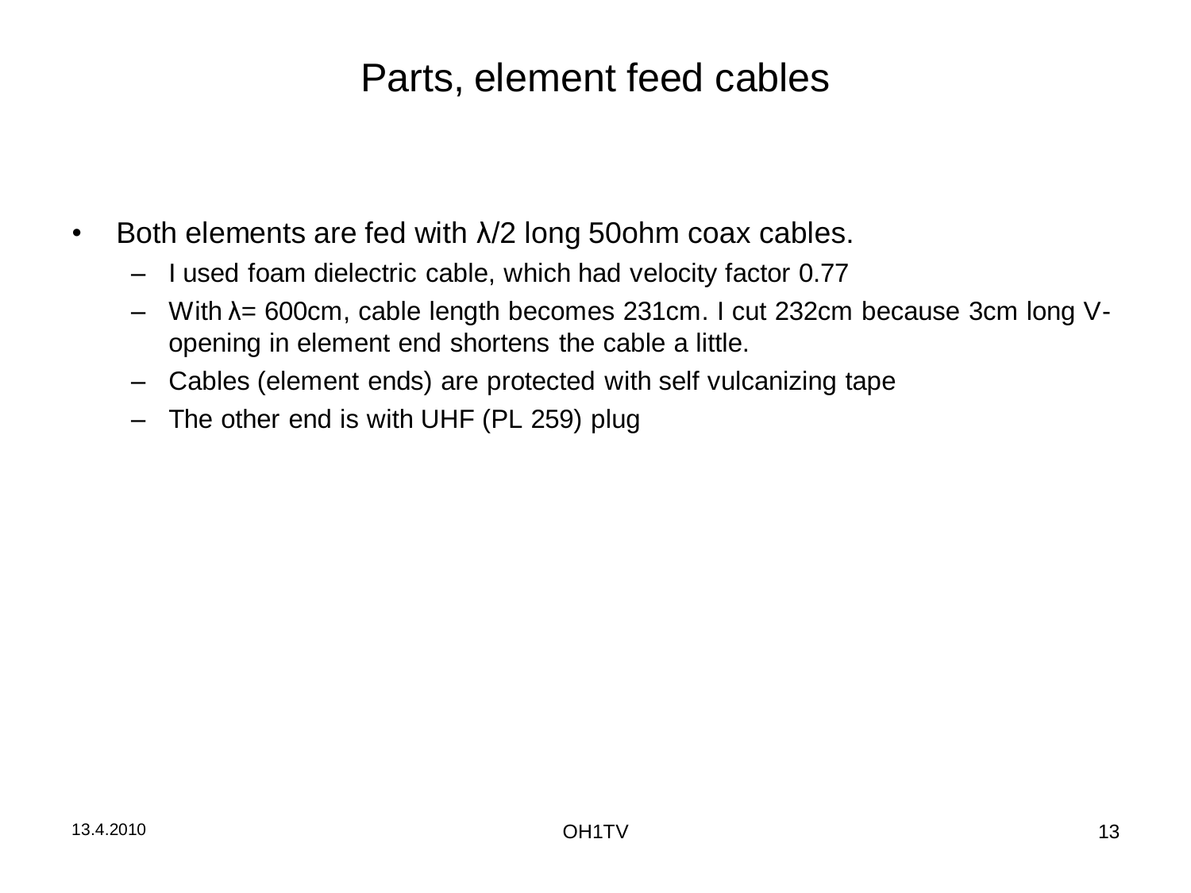# Parts, element feed cables

- Both elements are fed with $\lambda/2$ long 50ohm coax cables.
  - I used foam dielectric cable, which had velocity factor 0.77
  - With $\lambda$= 600cm, cable length becomes 231cm. I cut 232cm because 3cm long V-opening in element end shortens the cable a little.
  - Cables (element ends) are protected with self vulcanizing tape
  - The other end is with UHF (PL 259) plug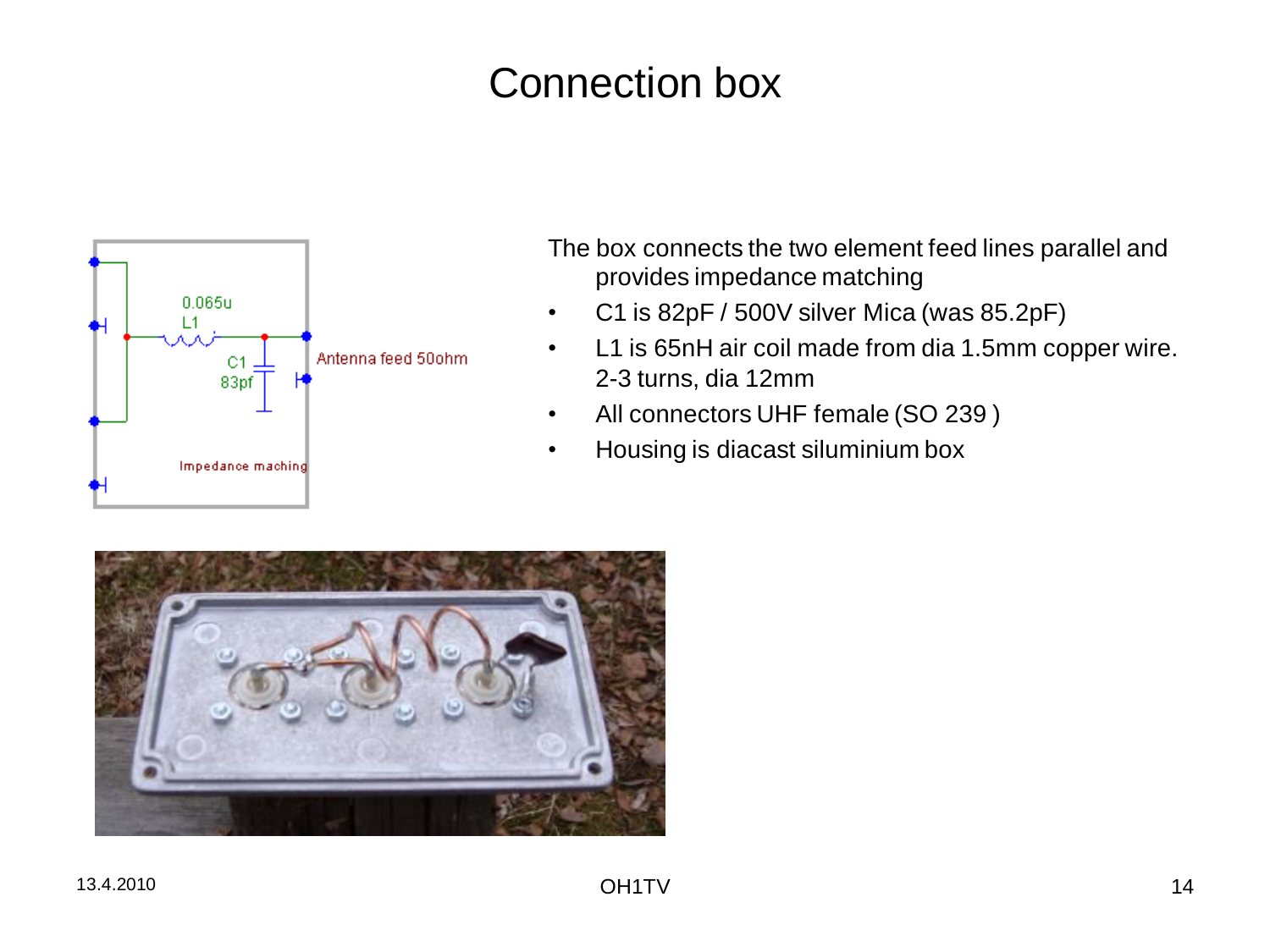# Connection box

The box connects the two element feed lines parallel and provides impedance matching

- C1 is 82pF / 500V silver Mica (was 85.2pF)
- L1 is 65nH air coil made from dia 1.5mm copper wire. 2-3 turns, dia 12mm
- All connectors UHF female (SO 239 )
- Housing is diacast siluminium box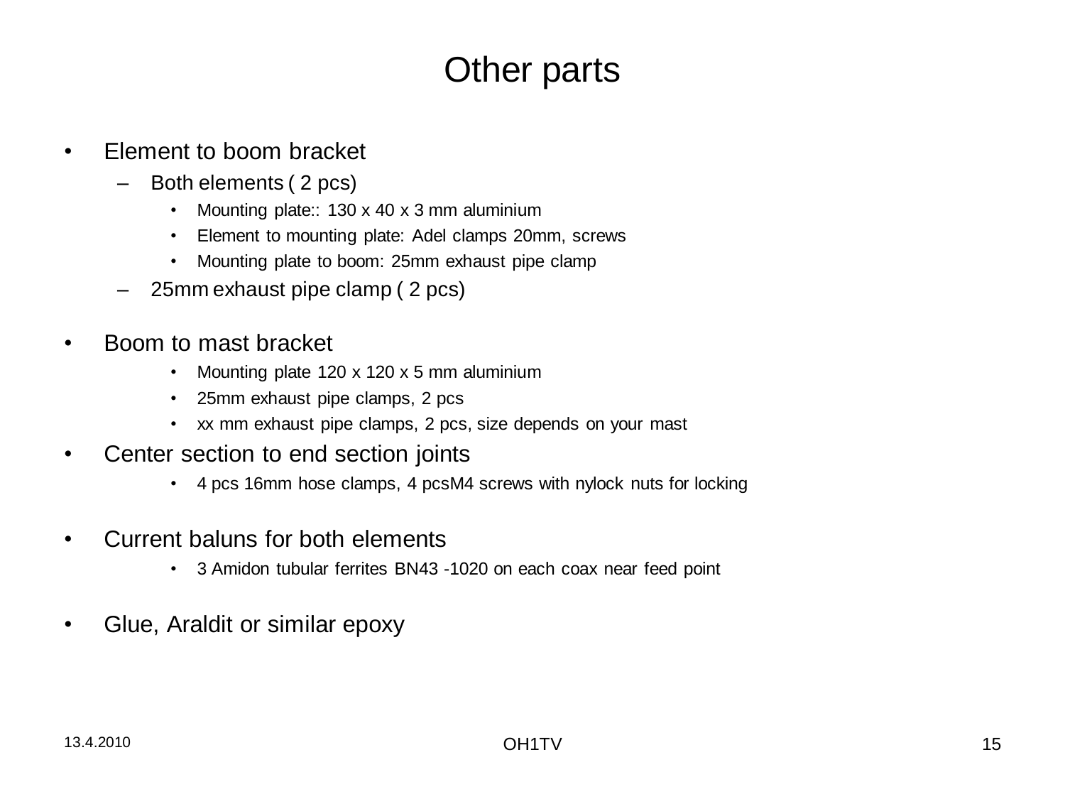# Other parts

- Element to boom bracket
  - Both elements ( 2 pcs)
    - Mounting plate:: 130 x 40 x 3 mm aluminium
    - Element to mounting plate: Adel clamps 20mm, screws
    - Mounting plate to boom: 25mm exhaust pipe clamp
  - 25mm exhaust pipe clamp ( 2 pcs)

- Boom to mast bracket
    - Mounting plate 120 x 120 x 5 mm aluminium
    - 25mm exhaust pipe clamps, 2 pcs
    - xx mm exhaust pipe clamps, 2 pcs, size depends on your mast
- Center section to end section joints
    - 4 pcs 16mm hose clamps, 4 pcsM4 screws with nylock nuts for locking

- Current baluns for both elements
    - 3 Amidon tubular ferrites BN43 -1020 on each coax near feed point

- Glue, Araldit or similar epoxy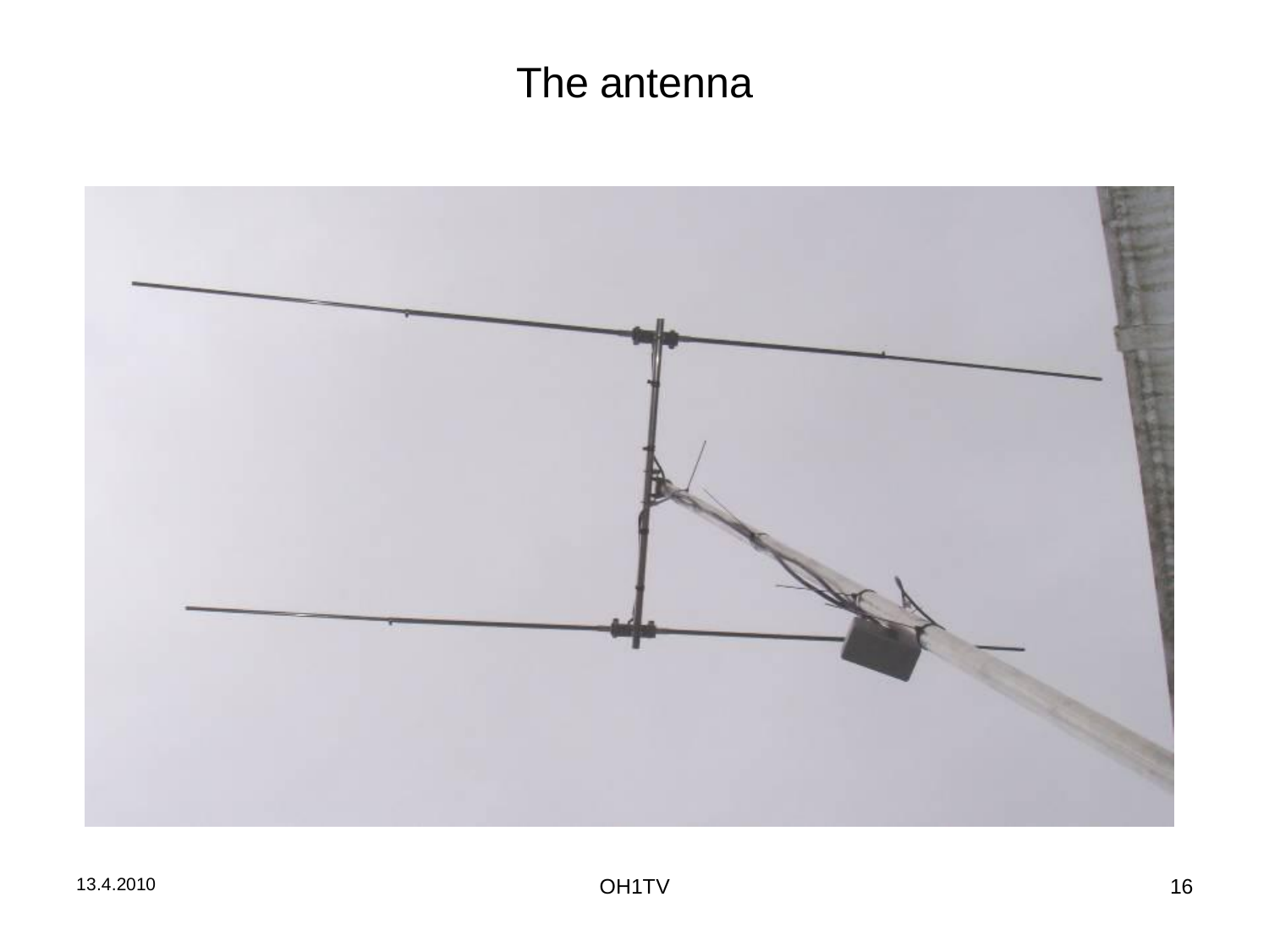# The antenna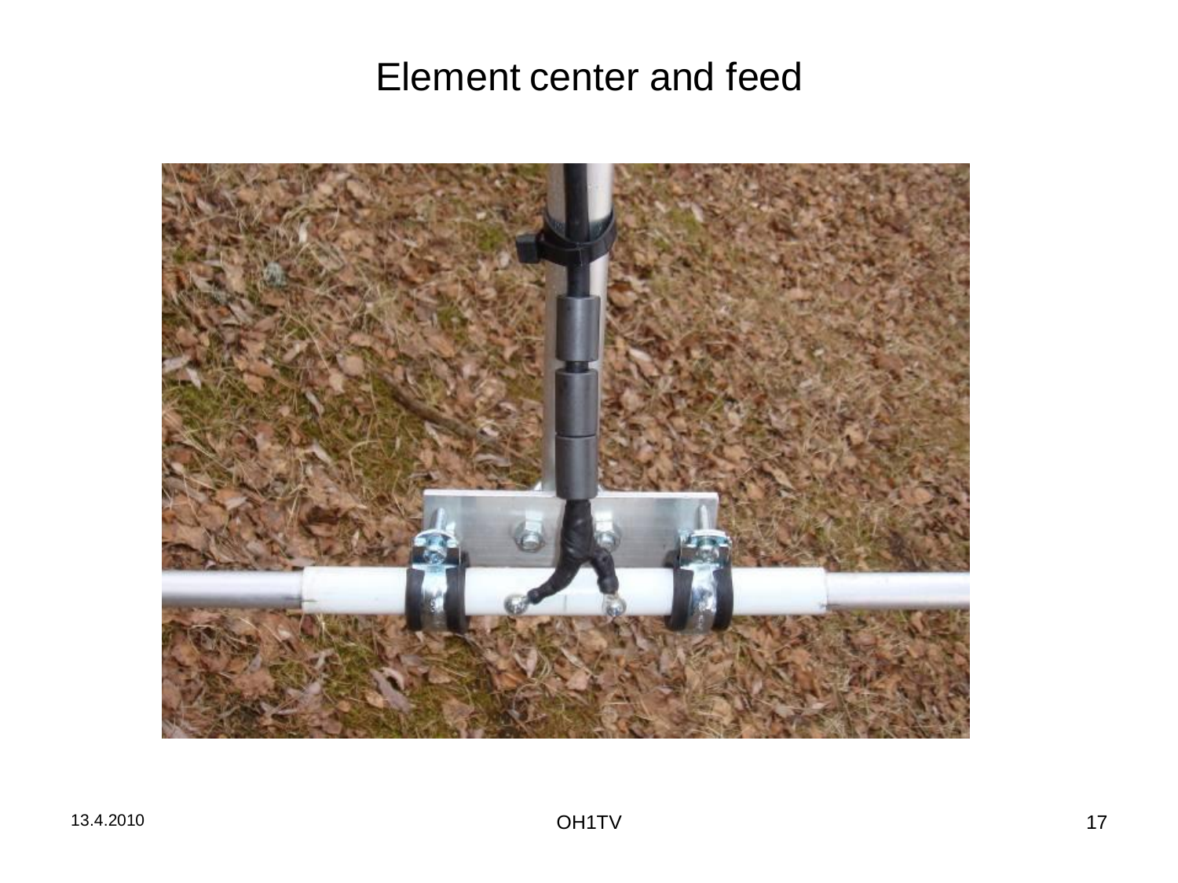# Element center and feed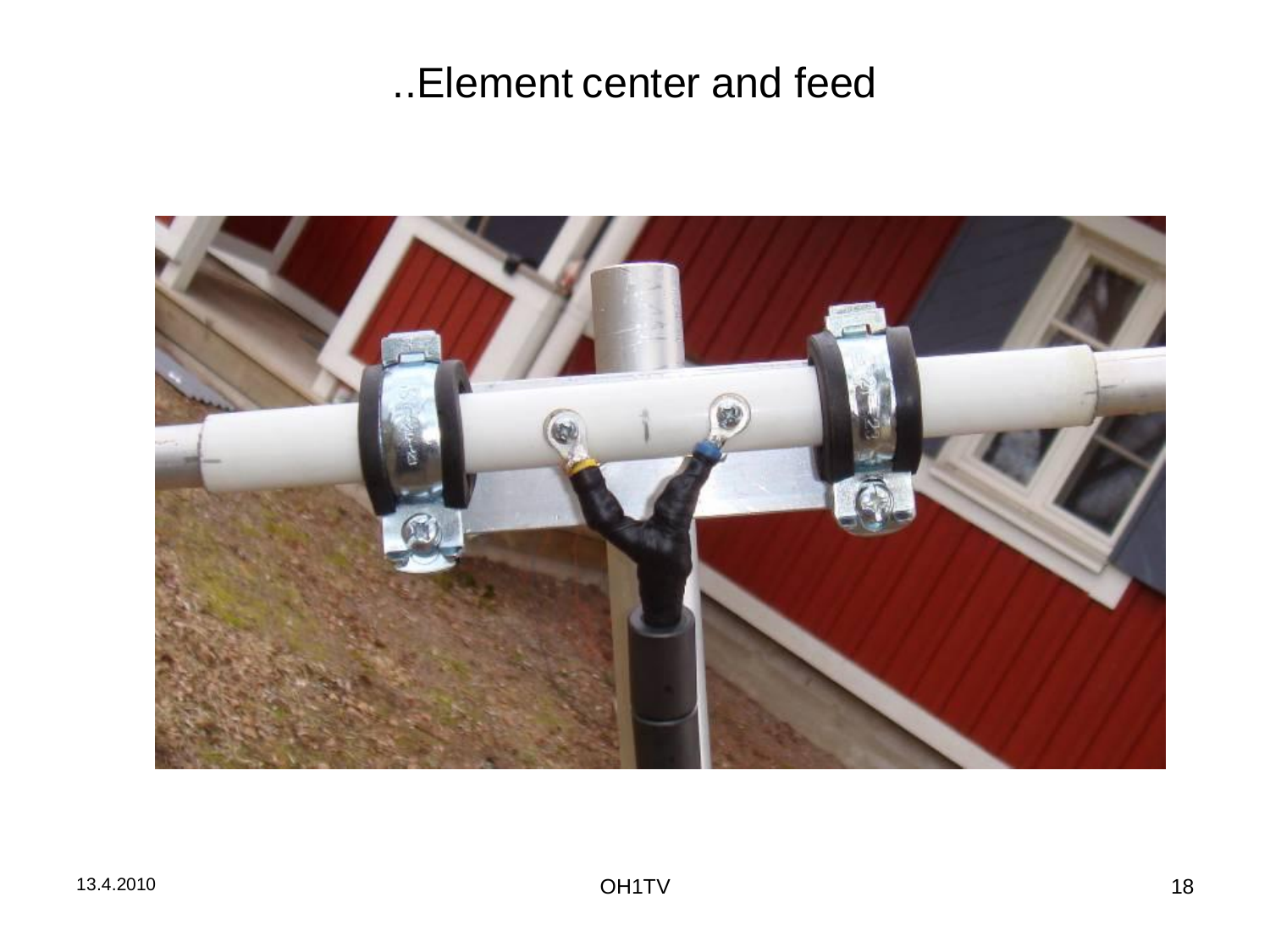# ..Element center and feed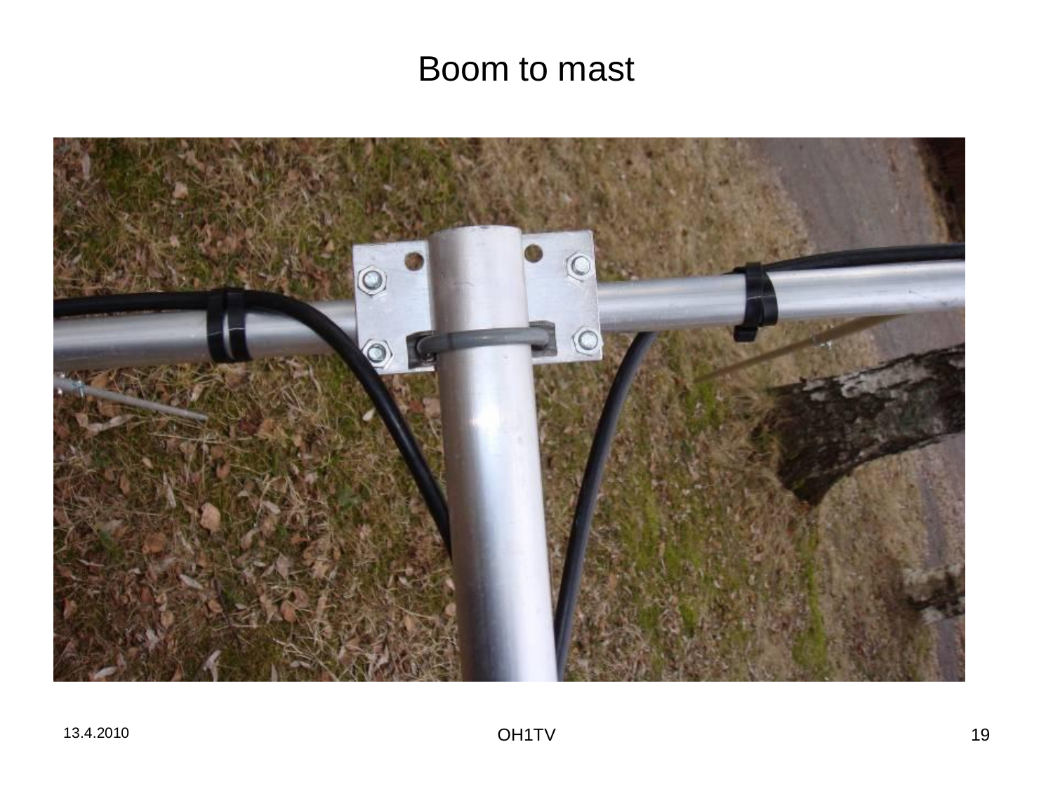# Boom to mast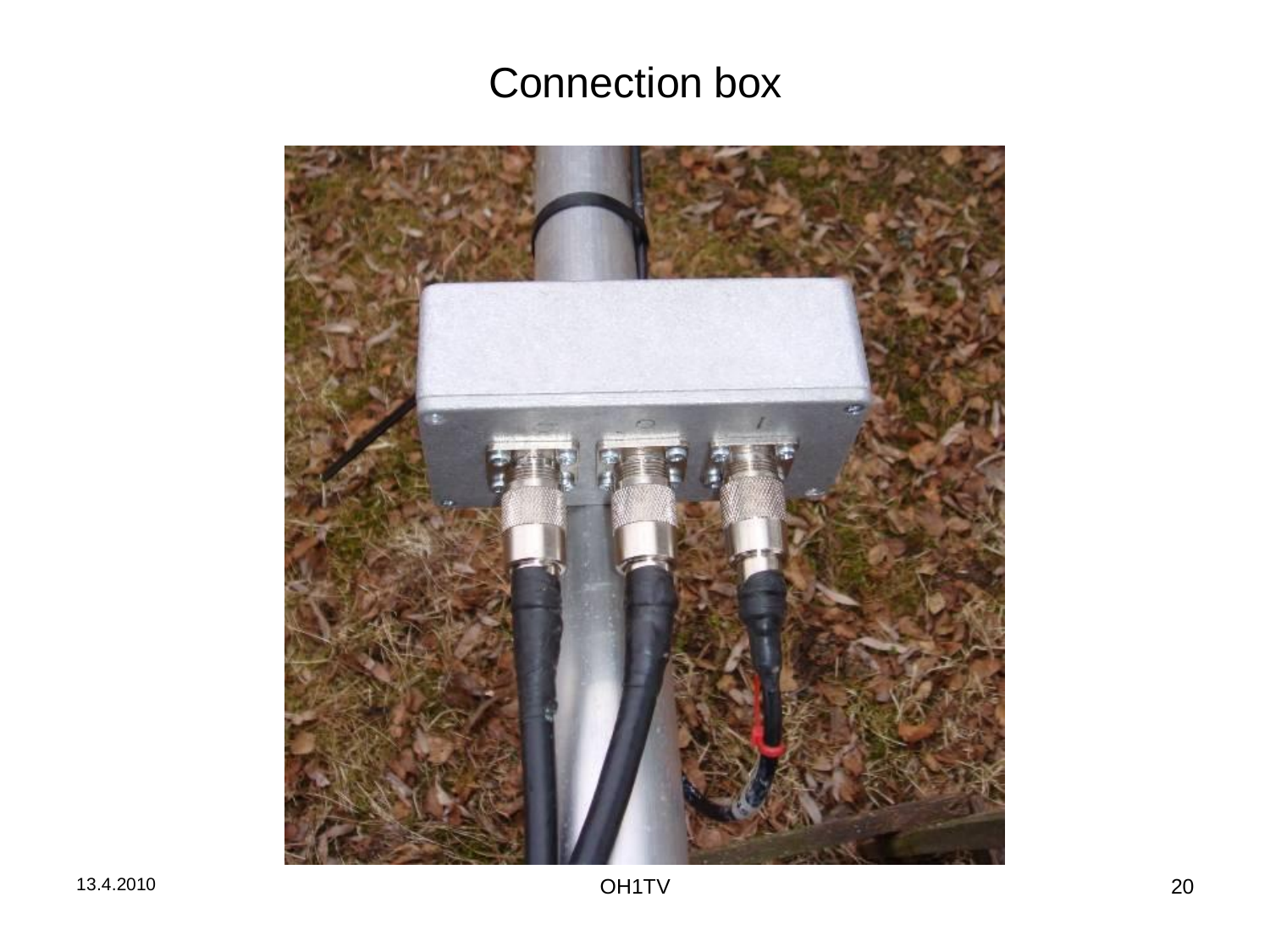# Connection box